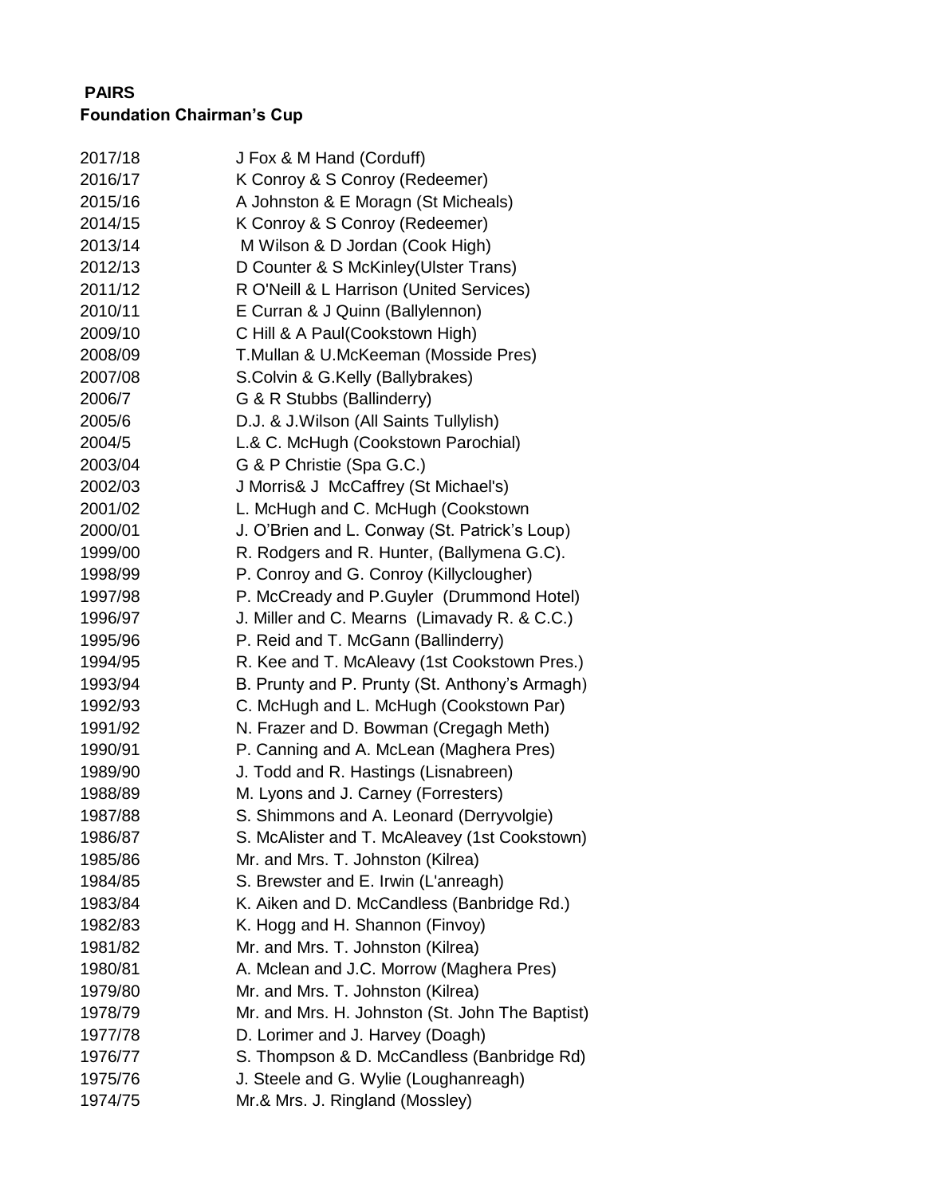**PAIRS**
**Foundation Chairman's Cup**

| | |
|---|---|
| 2017/18 | J Fox & M Hand (Corduff) |
| 2016/17 | K Conroy & S Conroy (Redeemer) |
| 2015/16 | A Johnston & E Moragn (St Micheals) |
| 2014/15 | K Conroy & S Conroy (Redeemer) |
| 2013/14 | M Wilson & D Jordan (Cook High) |
| 2012/13 | D Counter & S McKinley(Ulster Trans) |
| 2011/12 | R O'Neill & L Harrison (United Services) |
| 2010/11 | E Curran & J Quinn (Ballylennon) |
| 2009/10 | C Hill & A Paul(Cookstown High) |
| 2008/09 | T.Mullan & U.McKeeman (Mosside Pres) |
| 2007/08 | S.Colvin & G.Kelly (Ballybrakes) |
| 2006/7 | G & R Stubbs (Ballinderry) |
| 2005/6 | D.J. & J.Wilson (All Saints Tullylish) |
| 2004/5 | L.& C. McHugh (Cookstown Parochial) |
| 2003/04 | G & P Christie (Spa G.C.) |
| 2002/03 | J Morris& J McCaffrey (St Michael's) |
| 2001/02 | L. McHugh and C. McHugh (Cookstown |
| 2000/01 | J. O'Brien and L. Conway (St. Patrick's Loup) |
| 1999/00 | R. Rodgers and R. Hunter, (Ballymena G.C). |
| 1998/99 | P. Conroy and G. Conroy (Killyclougher) |
| 1997/98 | P. McCready and P.Guyler (Drummond Hotel) |
| 1996/97 | J. Miller and C. Mearns (Limavady R. & C.C.) |
| 1995/96 | P. Reid and T. McGann (Ballinderry) |
| 1994/95 | R. Kee and T. McAleavy (1st Cookstown Pres.) |
| 1993/94 | B. Prunty and P. Prunty (St. Anthony's Armagh) |
| 1992/93 | C. McHugh and L. McHugh (Cookstown Par) |
| 1991/92 | N. Frazer and D. Bowman (Cregagh Meth) |
| 1990/91 | P. Canning and A. McLean (Maghera Pres) |
| 1989/90 | J. Todd and R. Hastings (Lisnabreen) |
| 1988/89 | M. Lyons and J. Carney (Forresters) |
| 1987/88 | S. Shimmons and A. Leonard (Derryvolgie) |
| 1986/87 | S. McAlister and T. McAleavey (1st Cookstown) |
| 1985/86 | Mr. and Mrs. T. Johnston (Kilrea) |
| 1984/85 | S. Brewster and E. Irwin (L'anreagh) |
| 1983/84 | K. Aiken and D. McCandless (Banbridge Rd.) |
| 1982/83 | K. Hogg and H. Shannon (Finvoy) |
| 1981/82 | Mr. and Mrs. T. Johnston (Kilrea) |
| 1980/81 | A. Mclean and J.C. Morrow (Maghera Pres) |
| 1979/80 | Mr. and Mrs. T. Johnston (Kilrea) |
| 1978/79 | Mr. and Mrs. H. Johnston (St. John The Baptist) |
| 1977/78 | D. Lorimer and J. Harvey (Doagh) |
| 1976/77 | S. Thompson & D. McCandless (Banbridge Rd) |
| 1975/76 | J. Steele and G. Wylie (Loughanreagh) |
| 1974/75 | Mr.& Mrs. J. Ringland (Mossley) |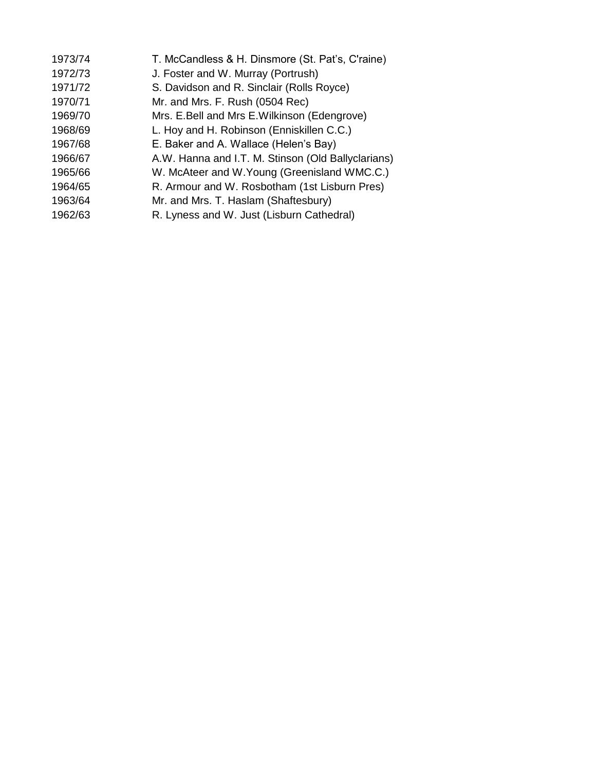| | |
|---|---|
| 1973/74 | T. McCandless & H. Dinsmore (St. Pat's, C'raine) |
| 1972/73 | J. Foster and W. Murray (Portrush) |
| 1971/72 | S. Davidson and R. Sinclair (Rolls Royce) |
| 1970/71 | Mr. and Mrs. F. Rush (0504 Rec) |
| 1969/70 | Mrs. E.Bell and Mrs E.Wilkinson (Edengrove) |
| 1968/69 | L. Hoy and H. Robinson (Enniskillen C.C.) |
| 1967/68 | E. Baker and A. Wallace (Helen's Bay) |
| 1966/67 | A.W. Hanna and I.T. M. Stinson (Old Ballyclarians) |
| 1965/66 | W. McAteer and W.Young (Greenisland WMC.C.) |
| 1964/65 | R. Armour and W. Rosbotham (1st Lisburn Pres) |
| 1963/64 | Mr. and Mrs. T. Haslam (Shaftesbury) |
| 1962/63 | R. Lyness and W. Just (Lisburn Cathedral) |